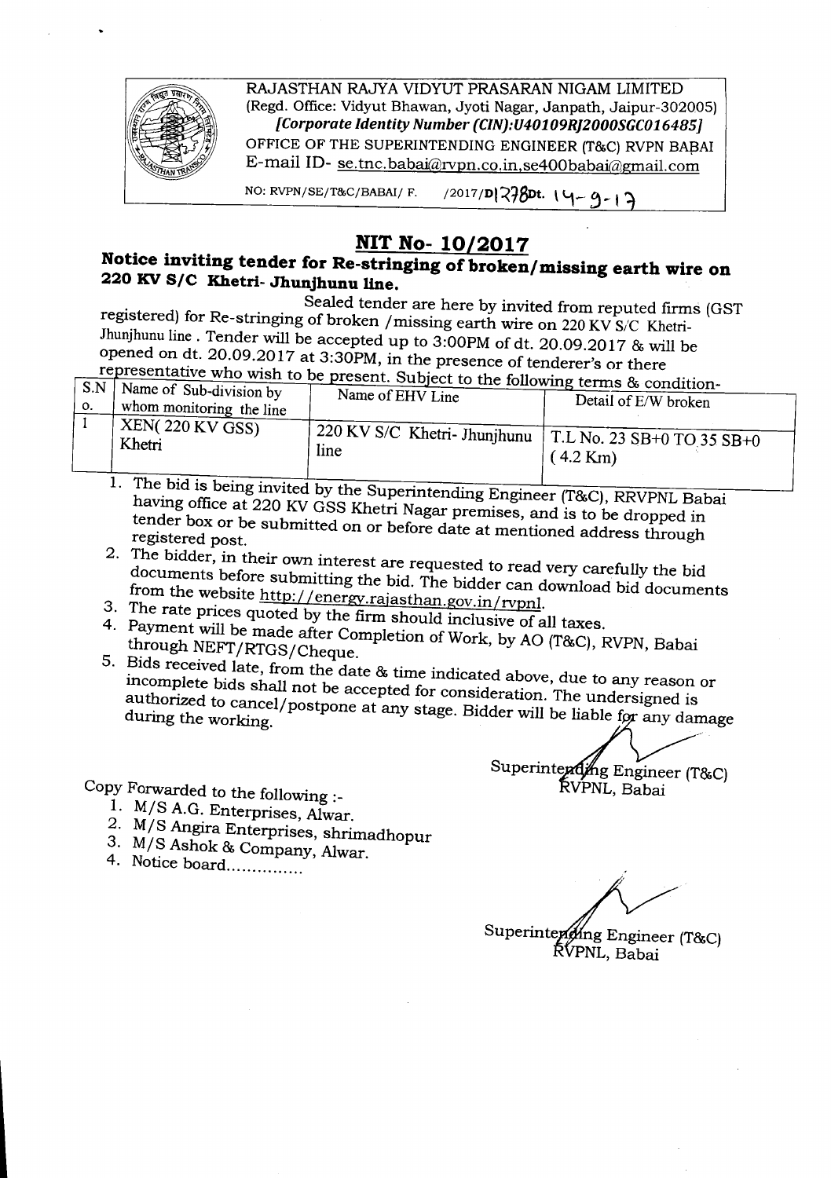RAJASTHAN RAJYA VIDYUT PRASARAN NIGAM LIMITED
(Regd. Office: Vidyut Bhawan, Jyoti Nagar, Janpath, Jaipur-302005)
*[Corporate Identity Number (CIN):U40109RJ2000SGC016485]*
OFFICE OF THE SUPERINTENDING ENGINEER (T&C) RVPN BABAI
E-mail ID- se.tnc.babai@rvpn.co.in,se400babai@gmail.com

NO: RVPN/SE/T&C/BABAI/ F. /2017/D1278Dt. 14-9-17

# NIT No- 10/2017

## Notice inviting tender for Re-stringing of broken/missing earth wire on 220 KV S/C Khetri- Jhunjhunu line.

Sealed tender are here by invited from reputed firms (GST registered) for Re-stringing of broken /missing earth wire on 220 KV S/C Khetri-Jhunjhunu line . Tender will be accepted up to 3:00PM of dt. 20.09.2017 & will be opened on dt. 20.09.2017 at 3:30PM, in the presence of tenderer's or there representative who wish to be present. Subject to the following terms & condition-

| S.No. | Name of Sub-division by whom monitoring the line | Name of EHV Line | Detail of E/W broken |
|---|---|---|---|
| 1 | XEN( 220 KV GSS) Khetri | 220 KV S/C Khetri- Jhunjhunu line | T.L No. 23 SB+0 TO 35 SB+0 ( 4.2 Km) |

1. The bid is being invited by the Superintending Engineer (T&C), RRVPNL Babai having office at 220 KV GSS Khetri Nagar premises, and is to be dropped in tender box or be submitted on or before date at mentioned address through registered post.
2. The bidder, in their own interest are requested to read very carefully the bid documents before submitting the bid. The bidder can download bid documents from the website http://energy.rajasthan.gov.in/rvpnl.
3. The rate prices quoted by the firm should inclusive of all taxes.
4. Payment will be made after Completion of Work, by AO (T&C), RVPN, Babai through NEFT/RTGS/Cheque.
5. Bids received late, from the date & time indicated above, due to any reason or incomplete bids shall not be accepted for consideration. The undersigned is authorized to cancel/postpone at any stage. Bidder will be liable for any damage during the working.

Superintending Engineer (T&C)
RVPNL, Babai

Copy Forwarded to the following :-

1. M/S A.G. Enterprises, Alwar.
2. M/S Angira Enterprises, shrimadhopur
3. M/S Ashok & Company, Alwar.
4. Notice board...............

Superintending Engineer (T&C)
RVPNL, Babai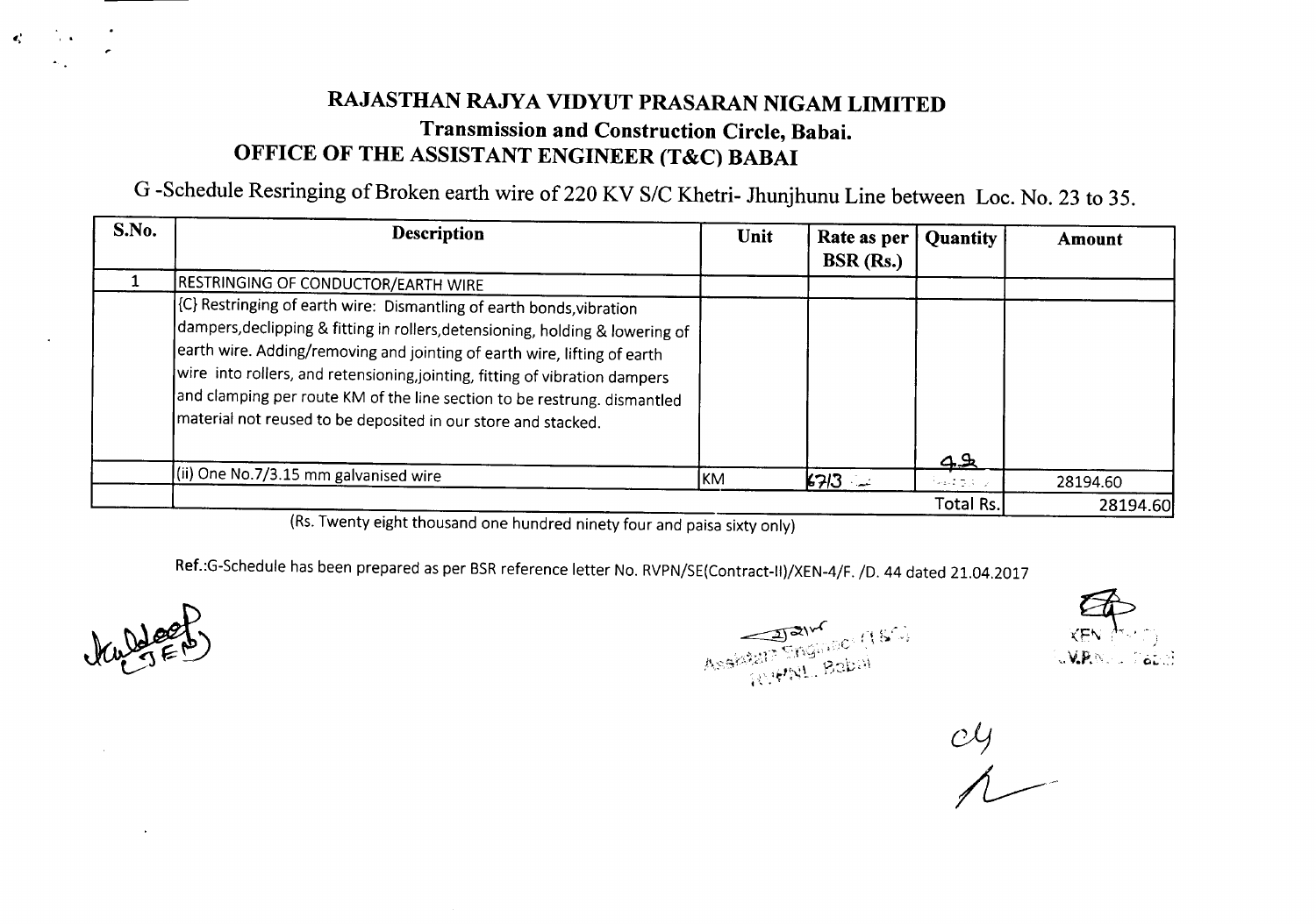# RAJASTHAN RAJYA VIDYUT PRASARAN NIGAM LIMITED

## Transmission and Construction Circle, Babai.

## OFFICE OF THE ASSISTANT ENGINEER (T&C) BABAI

G -Schedule Resringing of Broken earth wire of 220 KV S/C Khetri- Jhunjhunu Line between Loc. No. 23 to 35.

| S.No. | Description | Unit | Rate as per BSR (Rs.) | Quantity | Amount |
|---|---|---|---|---|---|
| 1 | RESTRINGING OF CONDUCTOR/EARTH WIRE | | | | |
| | {C} Restringing of earth wire: Dismantling of earth bonds,vibration dampers,declipping & fitting in rollers,detensioning, holding & lowering of earth wire. Adding/removing and jointing of earth wire, lifting of earth wire into rollers, and retensioning,jointing, fitting of vibration dampers and clamping per route KM of the line section to be restrung. dismantled material not reused to be deposited in our store and stacked. | | | 4.2 | |
| | (ii) One No.7/3.15 mm galvanised wire | KM | 6713 | | 28194.60 |
| | | | | Total Rs. | 28194.60 |

(Rs. Twenty eight thousand one hundred ninety four and paisa sixty only)

Ref.:G-Schedule has been prepared as per BSR reference letter No. RVPN/SE(Contract-II)/XEN-4/F. /D. 44 dated 21.04.2017

(JEN)

Assistant Engineer (T&C) RVPNL, Babai

XEN (T&C) R.V.P.N.L. Babai